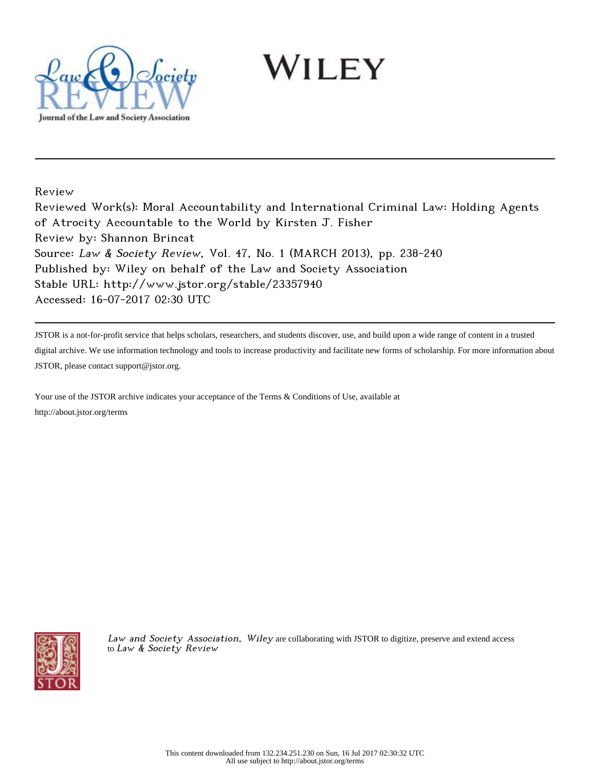Review

Reviewed Work(s): Moral Accountability and International Criminal Law: Holding Agents of Atrocity Accountable to the World by Kirsten J. Fisher

Review by: Shannon Brincat

Source: *Law & Society Review*, Vol. 47, No. 1 (MARCH 2013), pp. 238-240

Published by: Wiley on behalf of the Law and Society Association

Stable URL: http://www.jstor.org/stable/23357940

Accessed: 16-07-2017 02:30 UTC

---

JSTOR is a not-for-profit service that helps scholars, researchers, and students discover, use, and build upon a wide range of content in a trusted digital archive. We use information technology and tools to increase productivity and facilitate new forms of scholarship. For more information about JSTOR, please contact support@jstor.org.

Your use of the JSTOR archive indicates your acceptance of the Terms & Conditions of Use, available at http://about.jstor.org/terms

*Law and Society Association*, *Wiley* are collaborating with JSTOR to digitize, preserve and extend access to *Law & Society Review*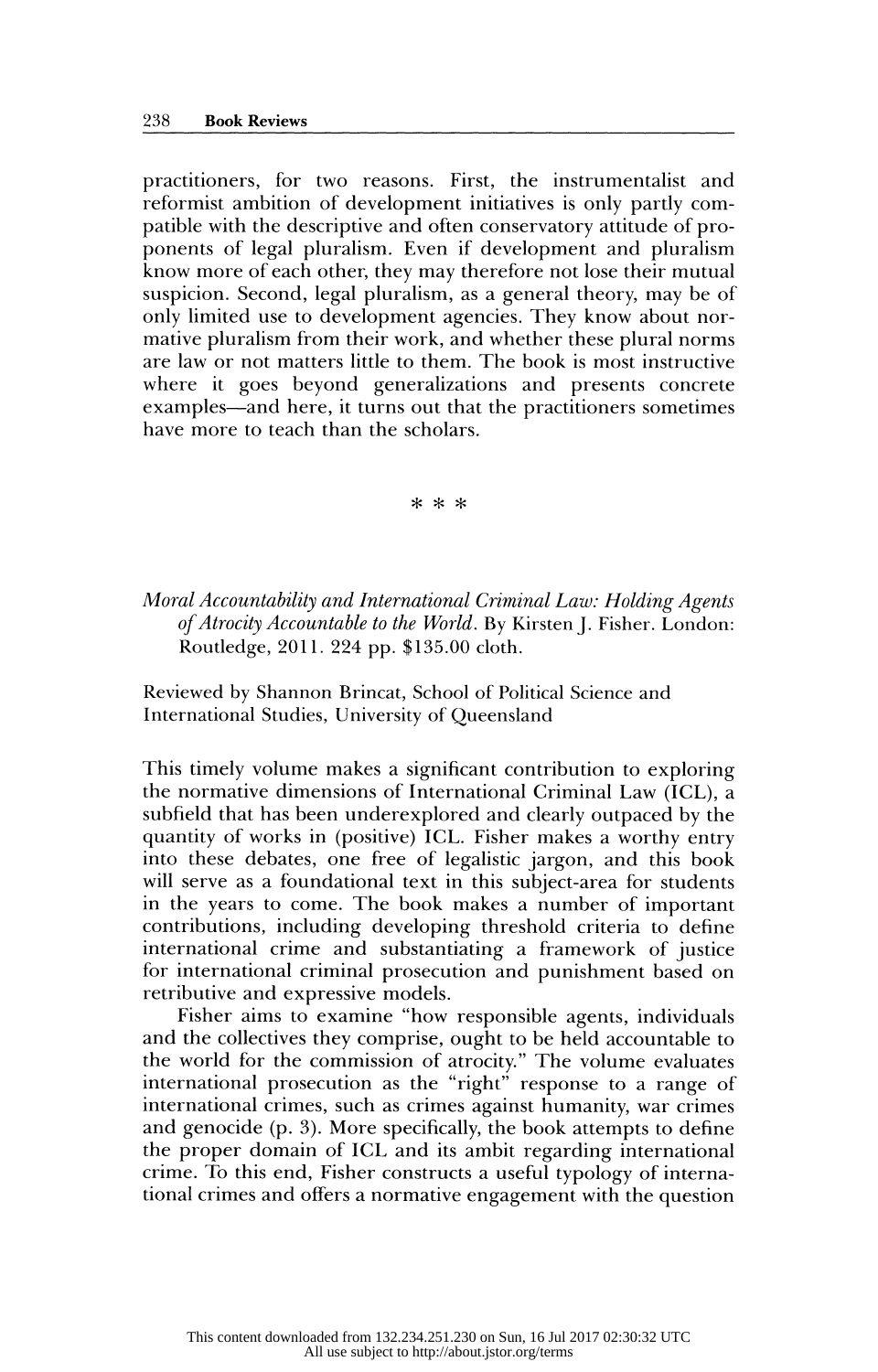practitioners, for two reasons. First, the instrumentalist and reformist ambition of development initiatives is only partly compatible with the descriptive and often conservatory attitude of proponents of legal pluralism. Even if development and pluralism know more of each other, they may therefore not lose their mutual suspicion. Second, legal pluralism, as a general theory, may be of only limited use to development agencies. They know about normative pluralism from their work, and whether these plural norms are law or not matters little to them. The book is most instructive where it goes beyond generalizations and presents concrete examples—and here, it turns out that the practitioners sometimes have more to teach than the scholars.

\* \* \*

*Moral Accountability and International Criminal Law: Holding Agents of Atrocity Accountable to the World*. By Kirsten J. Fisher. London: Routledge, 2011. 224 pp. $135.00 cloth.

Reviewed by Shannon Brincat, School of Political Science and International Studies, University of Queensland

This timely volume makes a significant contribution to exploring the normative dimensions of International Criminal Law (ICL), a subfield that has been underexplored and clearly outpaced by the quantity of works in (positive) ICL. Fisher makes a worthy entry into these debates, one free of legalistic jargon, and this book will serve as a foundational text in this subject-area for students in the years to come. The book makes a number of important contributions, including developing threshold criteria to define international crime and substantiating a framework of justice for international criminal prosecution and punishment based on retributive and expressive models.

Fisher aims to examine "how responsible agents, individuals and the collectives they comprise, ought to be held accountable to the world for the commission of atrocity." The volume evaluates international prosecution as the "right" response to a range of international crimes, such as crimes against humanity, war crimes and genocide (p. 3). More specifically, the book attempts to define the proper domain of ICL and its ambit regarding international crime. To this end, Fisher constructs a useful typology of international crimes and offers a normative engagement with the question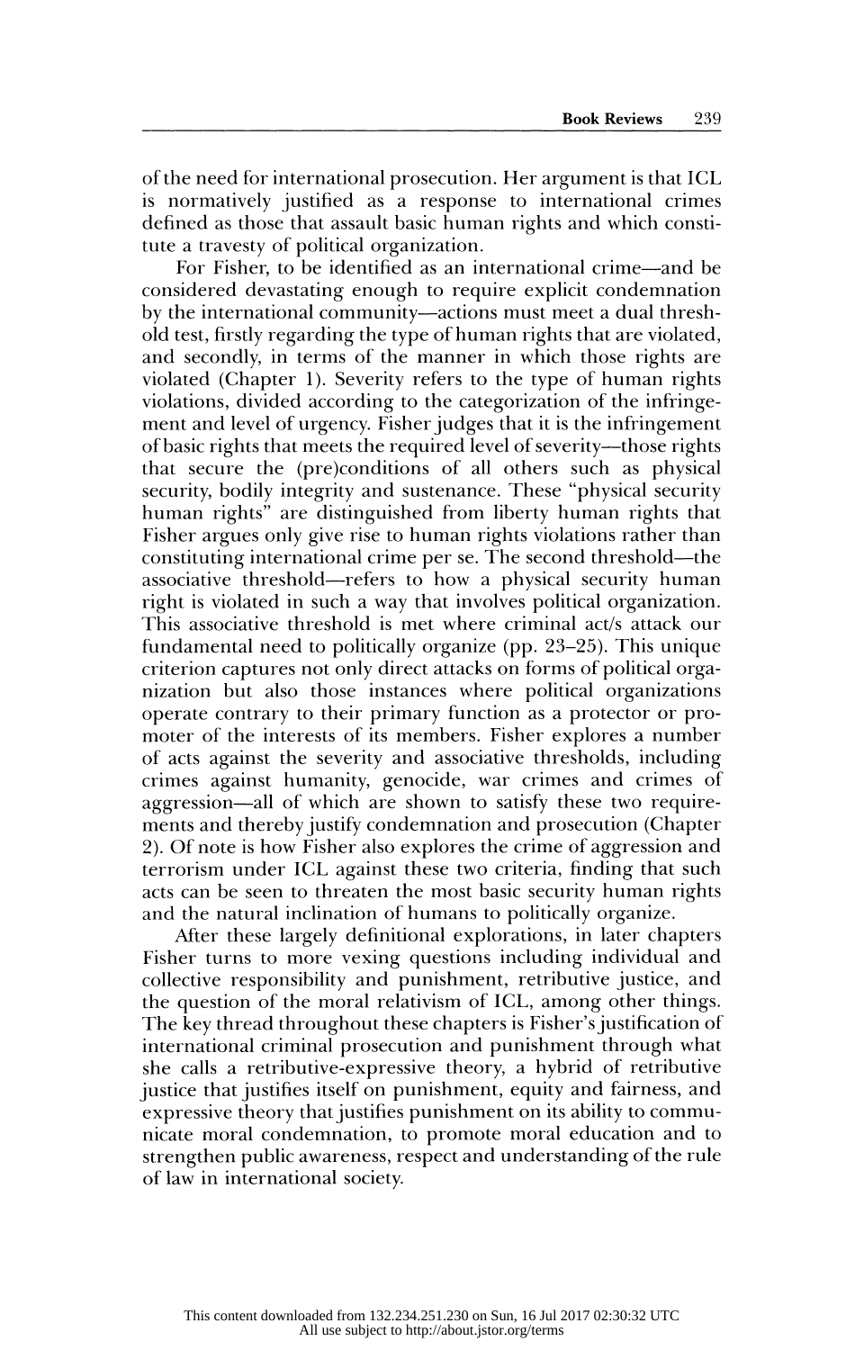of the need for international prosecution. Her argument is that ICL is normatively justified as a response to international crimes defined as those that assault basic human rights and which constitute a travesty of political organization.

For Fisher, to be identified as an international crime—and be considered devastating enough to require explicit condemnation by the international community—actions must meet a dual threshold test, firstly regarding the type of human rights that are violated, and secondly, in terms of the manner in which those rights are violated (Chapter 1). Severity refers to the type of human rights violations, divided according to the categorization of the infringement and level of urgency. Fisher judges that it is the infringement of basic rights that meets the required level of severity—those rights that secure the (pre)conditions of all others such as physical security, bodily integrity and sustenance. These "physical security human rights" are distinguished from liberty human rights that Fisher argues only give rise to human rights violations rather than constituting international crime per se. The second threshold—the associative threshold—refers to how a physical security human right is violated in such a way that involves political organization. This associative threshold is met where criminal act/s attack our fundamental need to politically organize (pp. 23–25). This unique criterion captures not only direct attacks on forms of political organization but also those instances where political organizations operate contrary to their primary function as a protector or promoter of the interests of its members. Fisher explores a number of acts against the severity and associative thresholds, including crimes against humanity, genocide, war crimes and crimes of aggression—all of which are shown to satisfy these two requirements and thereby justify condemnation and prosecution (Chapter 2). Of note is how Fisher also explores the crime of aggression and terrorism under ICL against these two criteria, finding that such acts can be seen to threaten the most basic security human rights and the natural inclination of humans to politically organize.

After these largely definitional explorations, in later chapters Fisher turns to more vexing questions including individual and collective responsibility and punishment, retributive justice, and the question of the moral relativism of ICL, among other things. The key thread throughout these chapters is Fisher's justification of international criminal prosecution and punishment through what she calls a retributive-expressive theory, a hybrid of retributive justice that justifies itself on punishment, equity and fairness, and expressive theory that justifies punishment on its ability to communicate moral condemnation, to promote moral education and to strengthen public awareness, respect and understanding of the rule of law in international society.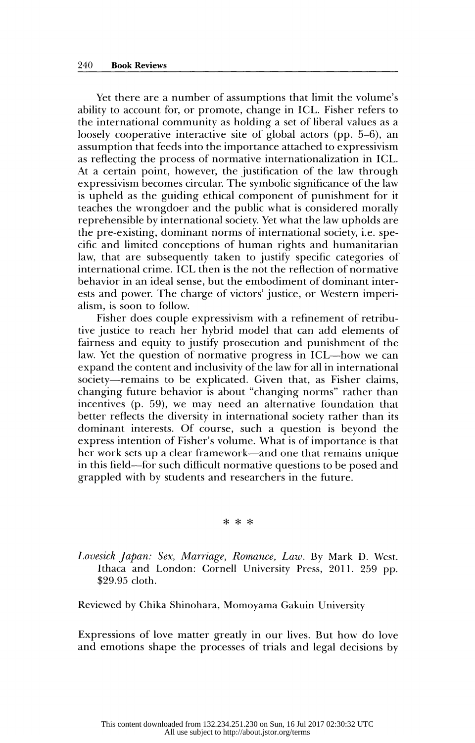Yet there are a number of assumptions that limit the volume's ability to account for, or promote, change in ICL. Fisher refers to the international community as holding a set of liberal values as a loosely cooperative interactive site of global actors (pp. 5–6), an assumption that feeds into the importance attached to expressivism as reflecting the process of normative internationalization in ICL. At a certain point, however, the justification of the law through expressivism becomes circular. The symbolic significance of the law is upheld as the guiding ethical component of punishment for it teaches the wrongdoer and the public what is considered morally reprehensible by international society. Yet what the law upholds are the pre-existing, dominant norms of international society, i.e. specific and limited conceptions of human rights and humanitarian law, that are subsequently taken to justify specific categories of international crime. ICL then is the not the reflection of normative behavior in an ideal sense, but the embodiment of dominant interests and power. The charge of victors' justice, or Western imperialism, is soon to follow.

Fisher does couple expressivism with a refinement of retributive justice to reach her hybrid model that can add elements of fairness and equity to justify prosecution and punishment of the law. Yet the question of normative progress in ICL—how we can expand the content and inclusivity of the law for all in international society—remains to be explicated. Given that, as Fisher claims, changing future behavior is about "changing norms" rather than incentives (p. 59), we may need an alternative foundation that better reflects the diversity in international society rather than its dominant interests. Of course, such a question is beyond the express intention of Fisher's volume. What is of importance is that her work sets up a clear framework—and one that remains unique in this field—for such difficult normative questions to be posed and grappled with by students and researchers in the future.

* * *

*Lovesick Japan: Sex, Marriage, Romance, Law*. By Mark D. West. Ithaca and London: Cornell University Press, 2011. 259 pp. $29.95 cloth.

Reviewed by Chika Shinohara, Momoyama Gakuin University

Expressions of love matter greatly in our lives. But how do love and emotions shape the processes of trials and legal decisions by